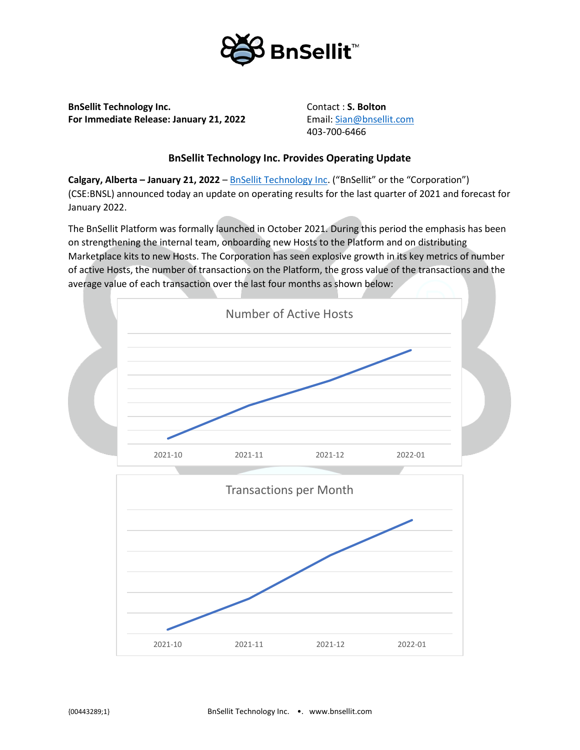**BnSellit Technology Inc.**
**For Immediate Release: January 21, 2022**

Contact : **S. Bolton**
Email: Sian@bnsellit.com
403-700-6466

## BnSellit Technology Inc. Provides Operating Update

**Calgary, Alberta – January 21, 2022** – BnSellit Technology Inc. ("BnSellit" or the "Corporation") (CSE:BNSL) announced today an update on operating results for the last quarter of 2021 and forecast for January 2022.

The BnSellit Platform was formally launched in October 2021. During this period the emphasis has been on strengthening the internal team, onboarding new Hosts to the Platform and on distributing Marketplace kits to new Hosts. The Corporation has seen explosive growth in its key metrics of number of active Hosts, the number of transactions on the Platform, the gross value of the transactions and the average value of each transaction over the last four months as shown below:

Number of Active Hosts

2021-10 2021-11 2021-12 2022-01

Transactions per Month

2021-10 2021-11 2021-12 2022-01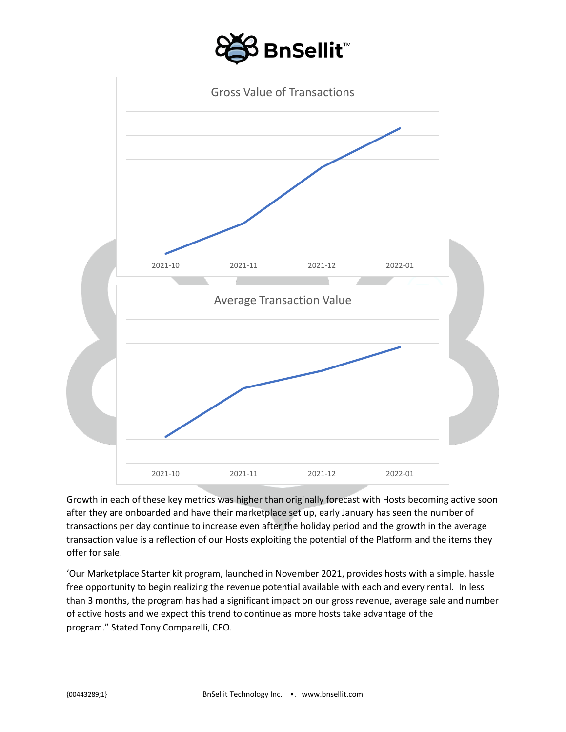Gross Value of Transactions

2021-10 2021-11 2021-12 2022-01

Average Transaction Value

2021-10 2021-11 2021-12 2022-01

Growth in each of these key metrics was higher than originally forecast with Hosts becoming active soon after they are onboarded and have their marketplace set up, early January has seen the number of transactions per day continue to increase even after the holiday period and the growth in the average transaction value is a reflection of our Hosts exploiting the potential of the Platform and the items they offer for sale.

'Our Marketplace Starter kit program, launched in November 2021, provides hosts with a simple, hassle free opportunity to begin realizing the revenue potential available with each and every rental. In less than 3 months, the program has had a significant impact on our gross revenue, average sale and number of active hosts and we expect this trend to continue as more hosts take advantage of the program." Stated Tony Comparelli, CEO.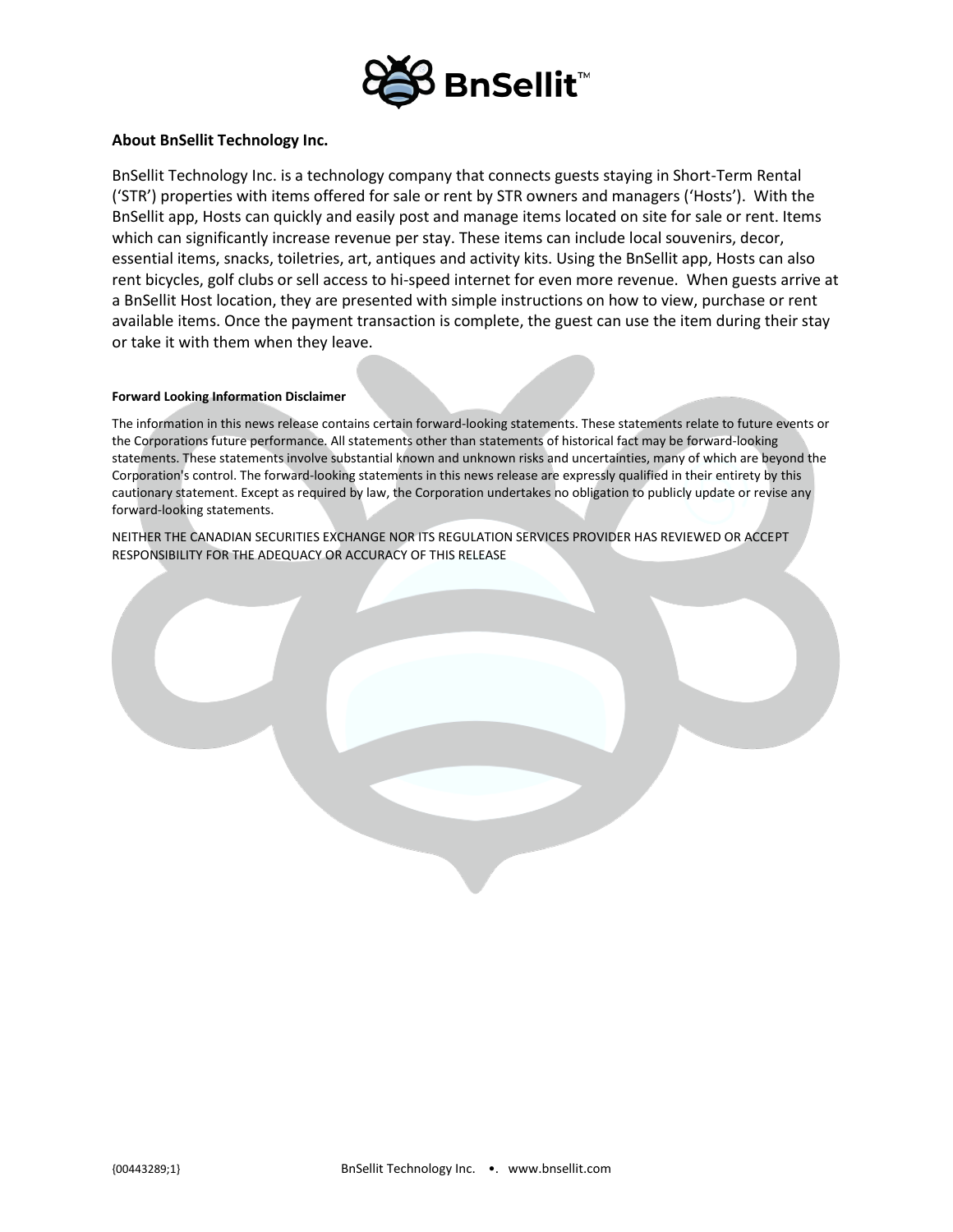**About BnSellit Technology Inc.**

BnSellit Technology Inc. is a technology company that connects guests staying in Short-Term Rental ('STR') properties with items offered for sale or rent by STR owners and managers ('Hosts'). With the BnSellit app, Hosts can quickly and easily post and manage items located on site for sale or rent. Items which can significantly increase revenue per stay. These items can include local souvenirs, decor, essential items, snacks, toiletries, art, antiques and activity kits. Using the BnSellit app, Hosts can also rent bicycles, golf clubs or sell access to hi-speed internet for even more revenue. When guests arrive at a BnSellit Host location, they are presented with simple instructions on how to view, purchase or rent available items. Once the payment transaction is complete, the guest can use the item during their stay or take it with them when they leave.

**Forward Looking Information Disclaimer**

The information in this news release contains certain forward-looking statements. These statements relate to future events or the Corporations future performance. All statements other than statements of historical fact may be forward-looking statements. These statements involve substantial known and unknown risks and uncertainties, many of which are beyond the Corporation's control. The forward-looking statements in this news release are expressly qualified in their entirety by this cautionary statement. Except as required by law, the Corporation undertakes no obligation to publicly update or revise any forward-looking statements.

NEITHER THE CANADIAN SECURITIES EXCHANGE NOR ITS REGULATION SERVICES PROVIDER HAS REVIEWED OR ACCEPT RESPONSIBILITY FOR THE ADEQUACY OR ACCURACY OF THIS RELEASE